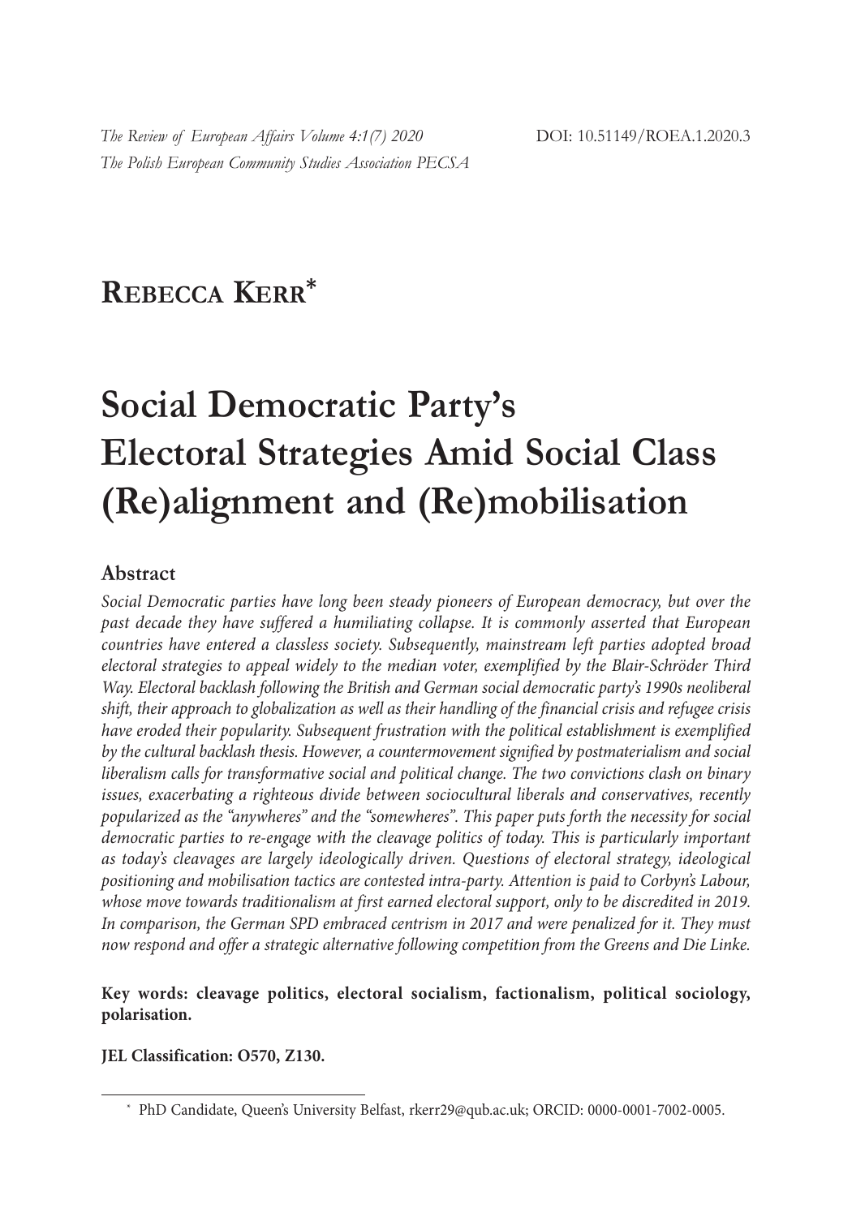**Rebecca Kerr**[*]

# Social Democratic Party's Electoral Strategies Amid Social Class (Re)alignment and (Re)mobilisation

## Abstract

*Social Democratic parties have long been steady pioneers of European democracy, but over the past decade they have suffered a humiliating collapse. It is commonly asserted that European countries have entered a classless society. Subsequently, mainstream left parties adopted broad electoral strategies to appeal widely to the median voter, exemplified by the Blair-Schröder Third Way. Electoral backlash following the British and German social democratic party's 1990s neoliberal shift, their approach to globalization as well as their handling of the financial crisis and refugee crisis have eroded their popularity. Subsequent frustration with the political establishment is exemplified by the cultural backlash thesis. However, a countermovement signified by postmaterialism and social liberalism calls for transformative social and political change. The two convictions clash on binary issues, exacerbating a righteous divide between sociocultural liberals and conservatives, recently popularized as the "anywheres" and the "somewheres". This paper puts forth the necessity for social democratic parties to re-engage with the cleavage politics of today. This is particularly important as today's cleavages are largely ideologically driven. Questions of electoral strategy, ideological positioning and mobilisation tactics are contested intra-party. Attention is paid to Corbyn's Labour, whose move towards traditionalism at first earned electoral support, only to be discredited in 2019. In comparison, the German SPD embraced centrism in 2017 and were penalized for it. They must now respond and offer a strategic alternative following competition from the Greens and Die Linke.*

**Key words: cleavage politics, electoral socialism, factionalism, political sociology, polarisation.**

**JEL Classification: O570, Z130.**

---

[*] PhD Candidate, Queen's University Belfast, rkerr29@qub.ac.uk; ORCID: 0000-0001-7002-0005.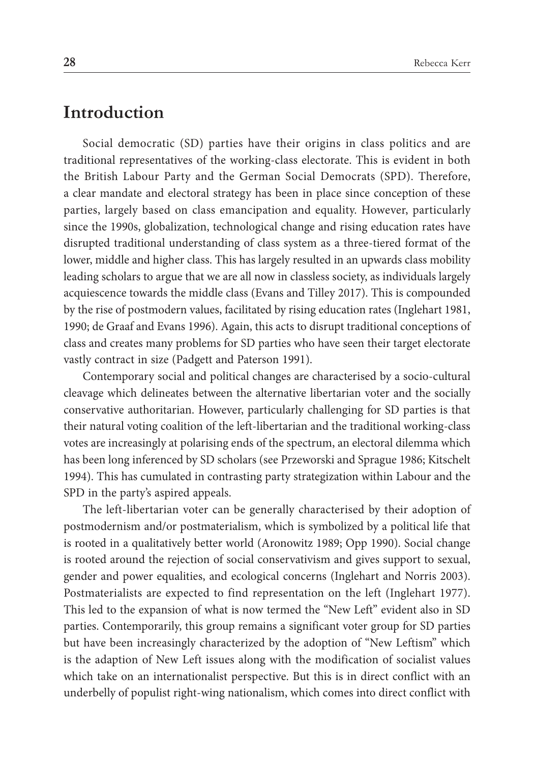## Introduction

Social democratic (SD) parties have their origins in class politics and are traditional representatives of the working-class electorate. This is evident in both the British Labour Party and the German Social Democrats (SPD). Therefore, a clear mandate and electoral strategy has been in place since conception of these parties, largely based on class emancipation and equality. However, particularly since the 1990s, globalization, technological change and rising education rates have disrupted traditional understanding of class system as a three-tiered format of the lower, middle and higher class. This has largely resulted in an upwards class mobility leading scholars to argue that we are all now in classless society, as individuals largely acquiescence towards the middle class (Evans and Tilley 2017). This is compounded by the rise of postmodern values, facilitated by rising education rates (Inglehart 1981, 1990; de Graaf and Evans 1996). Again, this acts to disrupt traditional conceptions of class and creates many problems for SD parties who have seen their target electorate vastly contract in size (Padgett and Paterson 1991).

Contemporary social and political changes are characterised by a socio-cultural cleavage which delineates between the alternative libertarian voter and the socially conservative authoritarian. However, particularly challenging for SD parties is that their natural voting coalition of the left-libertarian and the traditional working-class votes are increasingly at polarising ends of the spectrum, an electoral dilemma which has been long inferenced by SD scholars (see Przeworski and Sprague 1986; Kitschelt 1994). This has cumulated in contrasting party strategization within Labour and the SPD in the party's aspired appeals.

The left-libertarian voter can be generally characterised by their adoption of postmodernism and/or postmaterialism, which is symbolized by a political life that is rooted in a qualitatively better world (Aronowitz 1989; Opp 1990). Social change is rooted around the rejection of social conservativism and gives support to sexual, gender and power equalities, and ecological concerns (Inglehart and Norris 2003). Postmaterialists are expected to find representation on the left (Inglehart 1977). This led to the expansion of what is now termed the "New Left" evident also in SD parties. Contemporarily, this group remains a significant voter group for SD parties but have been increasingly characterized by the adoption of "New Leftism" which is the adaption of New Left issues along with the modification of socialist values which take on an internationalist perspective. But this is in direct conflict with an underbelly of populist right-wing nationalism, which comes into direct conflict with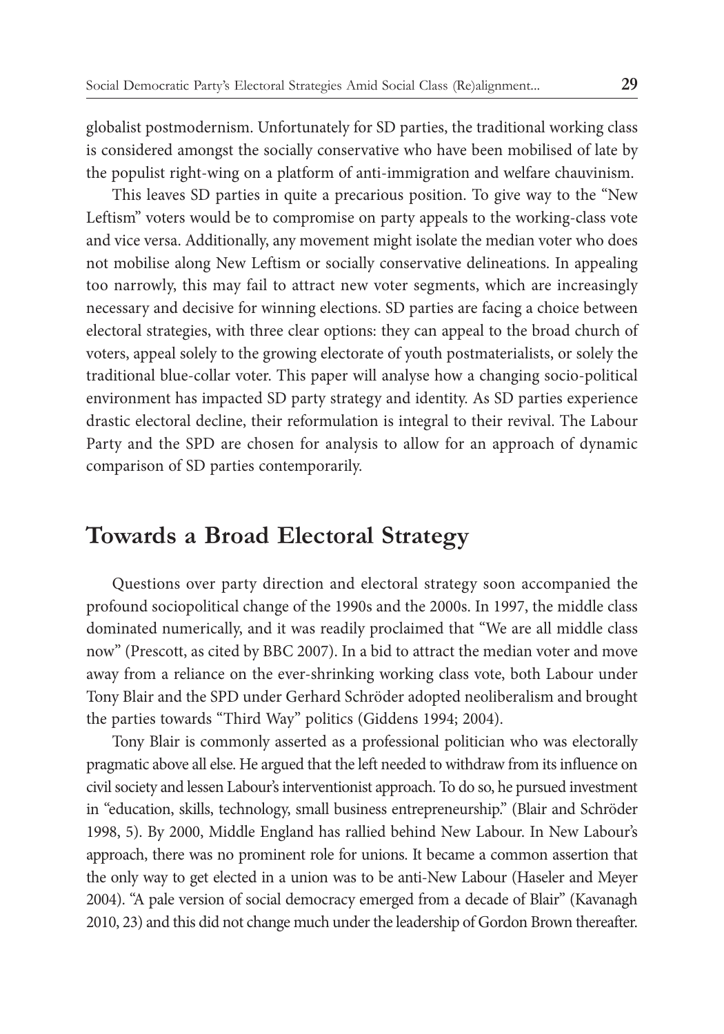globalist postmodernism. Unfortunately for SD parties, the traditional working class is considered amongst the socially conservative who have been mobilised of late by the populist right-wing on a platform of anti-immigration and welfare chauvinism.

This leaves SD parties in quite a precarious position. To give way to the "New Leftism" voters would be to compromise on party appeals to the working-class vote and vice versa. Additionally, any movement might isolate the median voter who does not mobilise along New Leftism or socially conservative delineations. In appealing too narrowly, this may fail to attract new voter segments, which are increasingly necessary and decisive for winning elections. SD parties are facing a choice between electoral strategies, with three clear options: they can appeal to the broad church of voters, appeal solely to the growing electorate of youth postmaterialists, or solely the traditional blue-collar voter. This paper will analyse how a changing socio-political environment has impacted SD party strategy and identity. As SD parties experience drastic electoral decline, their reformulation is integral to their revival. The Labour Party and the SPD are chosen for analysis to allow for an approach of dynamic comparison of SD parties contemporarily.

## Towards a Broad Electoral Strategy

Questions over party direction and electoral strategy soon accompanied the profound sociopolitical change of the 1990s and the 2000s. In 1997, the middle class dominated numerically, and it was readily proclaimed that "We are all middle class now" (Prescott, as cited by BBC 2007). In a bid to attract the median voter and move away from a reliance on the ever-shrinking working class vote, both Labour under Tony Blair and the SPD under Gerhard Schröder adopted neoliberalism and brought the parties towards "Third Way" politics (Giddens 1994; 2004).

Tony Blair is commonly asserted as a professional politician who was electorally pragmatic above all else. He argued that the left needed to withdraw from its influence on civil society and lessen Labour's interventionist approach. To do so, he pursued investment in "education, skills, technology, small business entrepreneurship." (Blair and Schröder 1998, 5). By 2000, Middle England has rallied behind New Labour. In New Labour's approach, there was no prominent role for unions. It became a common assertion that the only way to get elected in a union was to be anti-New Labour (Haseler and Meyer 2004). "A pale version of social democracy emerged from a decade of Blair" (Kavanagh 2010, 23) and this did not change much under the leadership of Gordon Brown thereafter.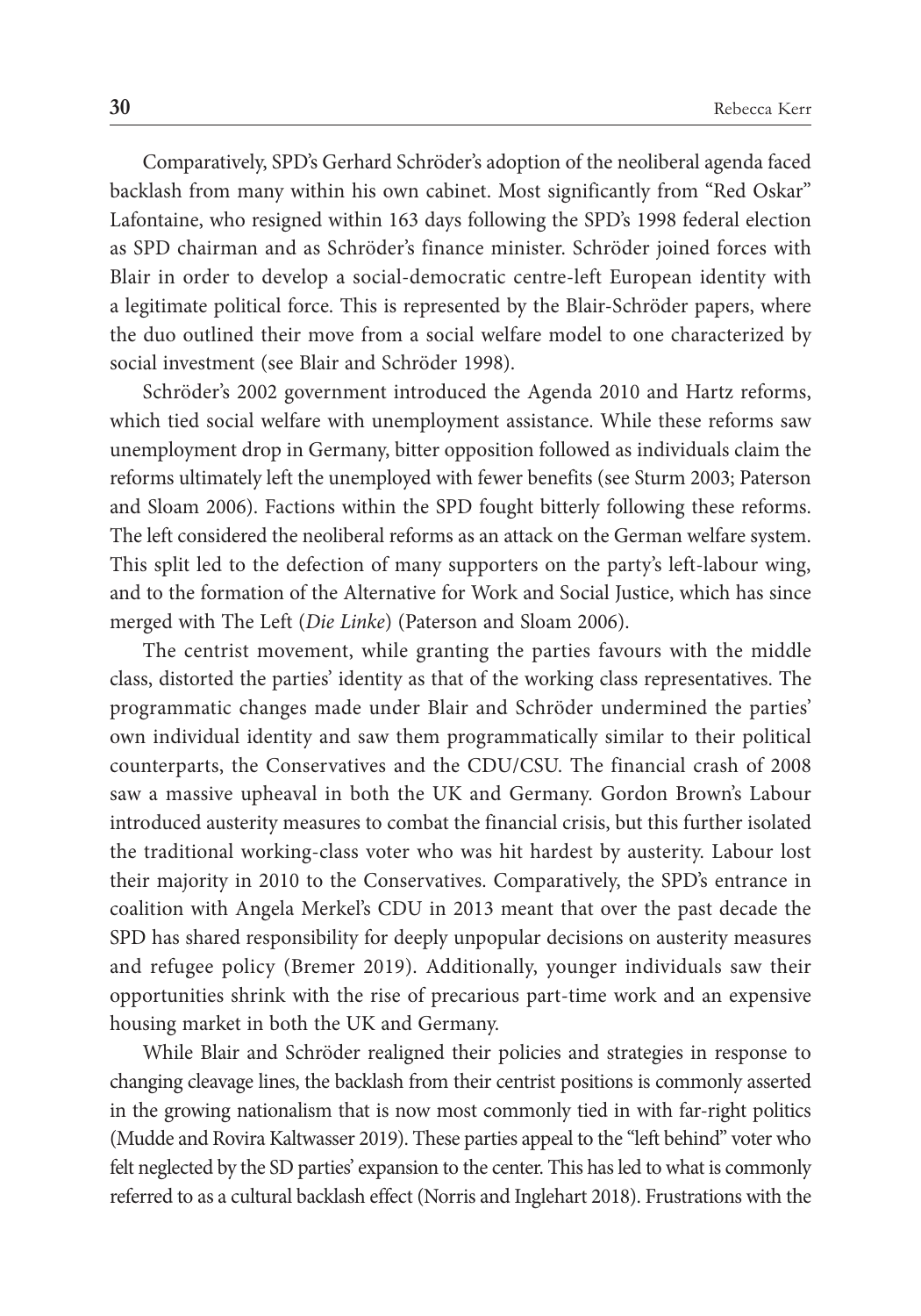Comparatively, SPD's Gerhard Schröder's adoption of the neoliberal agenda faced backlash from many within his own cabinet. Most significantly from "Red Oskar" Lafontaine, who resigned within 163 days following the SPD's 1998 federal election as SPD chairman and as Schröder's finance minister. Schröder joined forces with Blair in order to develop a social-democratic centre-left European identity with a legitimate political force. This is represented by the Blair-Schröder papers, where the duo outlined their move from a social welfare model to one characterized by social investment (see Blair and Schröder 1998).

Schröder's 2002 government introduced the Agenda 2010 and Hartz reforms, which tied social welfare with unemployment assistance. While these reforms saw unemployment drop in Germany, bitter opposition followed as individuals claim the reforms ultimately left the unemployed with fewer benefits (see Sturm 2003; Paterson and Sloam 2006). Factions within the SPD fought bitterly following these reforms. The left considered the neoliberal reforms as an attack on the German welfare system. This split led to the defection of many supporters on the party's left-labour wing, and to the formation of the Alternative for Work and Social Justice, which has since merged with The Left (*Die Linke*) (Paterson and Sloam 2006).

The centrist movement, while granting the parties favours with the middle class, distorted the parties' identity as that of the working class representatives. The programmatic changes made under Blair and Schröder undermined the parties' own individual identity and saw them programmatically similar to their political counterparts, the Conservatives and the CDU/CSU. The financial crash of 2008 saw a massive upheaval in both the UK and Germany. Gordon Brown's Labour introduced austerity measures to combat the financial crisis, but this further isolated the traditional working-class voter who was hit hardest by austerity. Labour lost their majority in 2010 to the Conservatives. Comparatively, the SPD's entrance in coalition with Angela Merkel's CDU in 2013 meant that over the past decade the SPD has shared responsibility for deeply unpopular decisions on austerity measures and refugee policy (Bremer 2019). Additionally, younger individuals saw their opportunities shrink with the rise of precarious part-time work and an expensive housing market in both the UK and Germany.

While Blair and Schröder realigned their policies and strategies in response to changing cleavage lines, the backlash from their centrist positions is commonly asserted in the growing nationalism that is now most commonly tied in with far-right politics (Mudde and Rovira Kaltwasser 2019). These parties appeal to the "left behind" voter who felt neglected by the SD parties' expansion to the center. This has led to what is commonly referred to as a cultural backlash effect (Norris and Inglehart 2018). Frustrations with the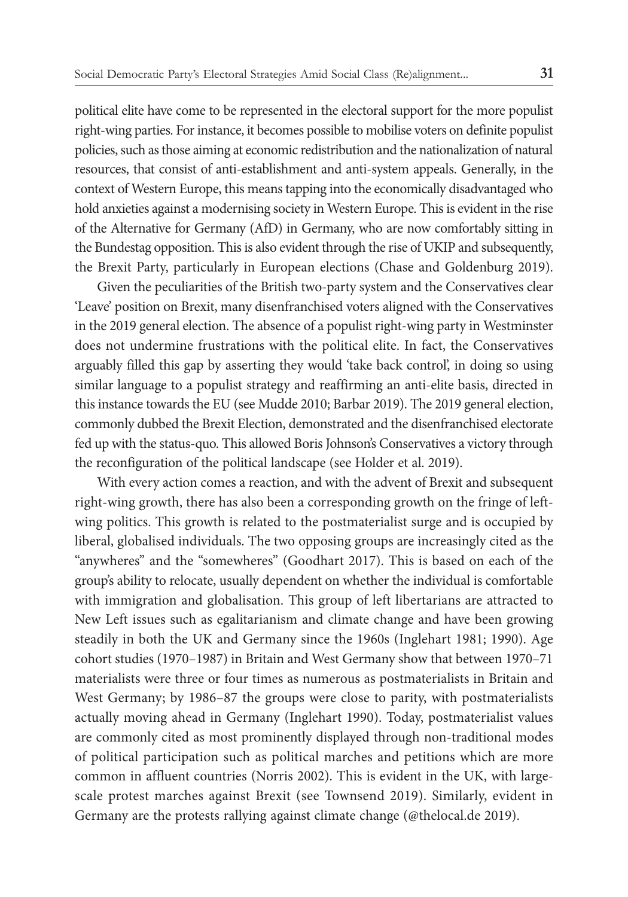political elite have come to be represented in the electoral support for the more populist right-wing parties. For instance, it becomes possible to mobilise voters on definite populist policies, such as those aiming at economic redistribution and the nationalization of natural resources, that consist of anti-establishment and anti-system appeals. Generally, in the context of Western Europe, this means tapping into the economically disadvantaged who hold anxieties against a modernising society in Western Europe. This is evident in the rise of the Alternative for Germany (AfD) in Germany, who are now comfortably sitting in the Bundestag opposition. This is also evident through the rise of UKIP and subsequently, the Brexit Party, particularly in European elections (Chase and Goldenburg 2019).

Given the peculiarities of the British two-party system and the Conservatives clear 'Leave' position on Brexit, many disenfranchised voters aligned with the Conservatives in the 2019 general election. The absence of a populist right-wing party in Westminster does not undermine frustrations with the political elite. In fact, the Conservatives arguably filled this gap by asserting they would 'take back control', in doing so using similar language to a populist strategy and reaffirming an anti-elite basis, directed in this instance towards the EU (see Mudde 2010; Barbar 2019). The 2019 general election, commonly dubbed the Brexit Election, demonstrated and the disenfranchised electorate fed up with the status-quo. This allowed Boris Johnson's Conservatives a victory through the reconfiguration of the political landscape (see Holder et al. 2019).

With every action comes a reaction, and with the advent of Brexit and subsequent right-wing growth, there has also been a corresponding growth on the fringe of left-wing politics. This growth is related to the postmaterialist surge and is occupied by liberal, globalised individuals. The two opposing groups are increasingly cited as the "anywheres" and the "somewheres" (Goodhart 2017). This is based on each of the group's ability to relocate, usually dependent on whether the individual is comfortable with immigration and globalisation. This group of left libertarians are attracted to New Left issues such as egalitarianism and climate change and have been growing steadily in both the UK and Germany since the 1960s (Inglehart 1981; 1990). Age cohort studies (1970–1987) in Britain and West Germany show that between 1970–71 materialists were three or four times as numerous as postmaterialists in Britain and West Germany; by 1986–87 the groups were close to parity, with postmaterialists actually moving ahead in Germany (Inglehart 1990). Today, postmaterialist values are commonly cited as most prominently displayed through non-traditional modes of political participation such as political marches and petitions which are more common in affluent countries (Norris 2002). This is evident in the UK, with large-scale protest marches against Brexit (see Townsend 2019). Similarly, evident in Germany are the protests rallying against climate change (@thelocal.de 2019).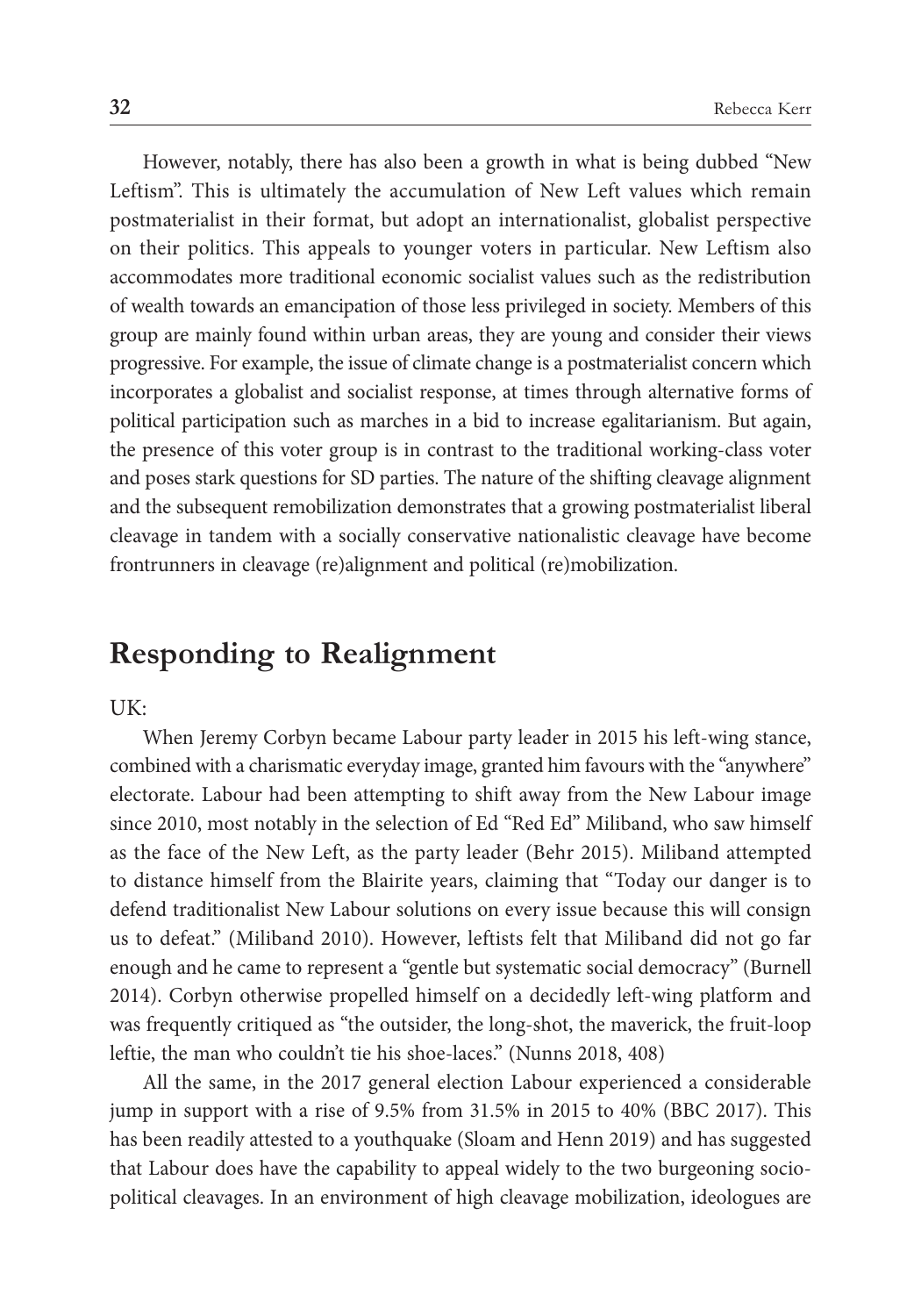However, notably, there has also been a growth in what is being dubbed "New Leftism". This is ultimately the accumulation of New Left values which remain postmaterialist in their format, but adopt an internationalist, globalist perspective on their politics. This appeals to younger voters in particular. New Leftism also accommodates more traditional economic socialist values such as the redistribution of wealth towards an emancipation of those less privileged in society. Members of this group are mainly found within urban areas, they are young and consider their views progressive. For example, the issue of climate change is a postmaterialist concern which incorporates a globalist and socialist response, at times through alternative forms of political participation such as marches in a bid to increase egalitarianism. But again, the presence of this voter group is in contrast to the traditional working-class voter and poses stark questions for SD parties. The nature of the shifting cleavage alignment and the subsequent remobilization demonstrates that a growing postmaterialist liberal cleavage in tandem with a socially conservative nationalistic cleavage have become frontrunners in cleavage (re)alignment and political (re)mobilization.

## Responding to Realignment

UK:

When Jeremy Corbyn became Labour party leader in 2015 his left-wing stance, combined with a charismatic everyday image, granted him favours with the "anywhere" electorate. Labour had been attempting to shift away from the New Labour image since 2010, most notably in the selection of Ed "Red Ed" Miliband, who saw himself as the face of the New Left, as the party leader (Behr 2015). Miliband attempted to distance himself from the Blairite years, claiming that "Today our danger is to defend traditionalist New Labour solutions on every issue because this will consign us to defeat." (Miliband 2010). However, leftists felt that Miliband did not go far enough and he came to represent a "gentle but systematic social democracy" (Burnell 2014). Corbyn otherwise propelled himself on a decidedly left-wing platform and was frequently critiqued as "the outsider, the long-shot, the maverick, the fruit-loop leftie, the man who couldn't tie his shoe-laces." (Nunns 2018, 408)

All the same, in the 2017 general election Labour experienced a considerable jump in support with a rise of 9.5% from 31.5% in 2015 to 40% (BBC 2017). This has been readily attested to a youthquake (Sloam and Henn 2019) and has suggested that Labour does have the capability to appeal widely to the two burgeoning socio-political cleavages. In an environment of high cleavage mobilization, ideologues are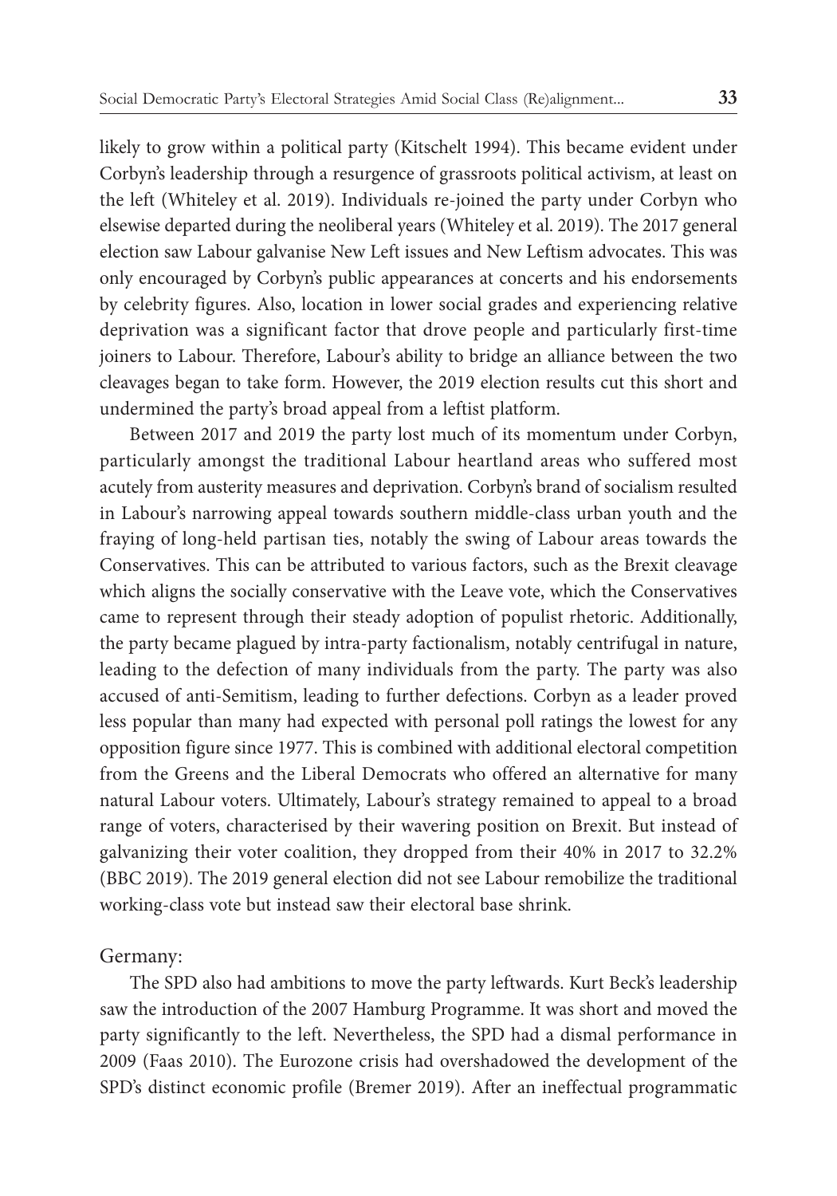likely to grow within a political party (Kitschelt 1994). This became evident under Corbyn's leadership through a resurgence of grassroots political activism, at least on the left (Whiteley et al. 2019). Individuals re-joined the party under Corbyn who elsewise departed during the neoliberal years (Whiteley et al. 2019). The 2017 general election saw Labour galvanise New Left issues and New Leftism advocates. This was only encouraged by Corbyn's public appearances at concerts and his endorsements by celebrity figures. Also, location in lower social grades and experiencing relative deprivation was a significant factor that drove people and particularly first-time joiners to Labour. Therefore, Labour's ability to bridge an alliance between the two cleavages began to take form. However, the 2019 election results cut this short and undermined the party's broad appeal from a leftist platform.

Between 2017 and 2019 the party lost much of its momentum under Corbyn, particularly amongst the traditional Labour heartland areas who suffered most acutely from austerity measures and deprivation. Corbyn's brand of socialism resulted in Labour's narrowing appeal towards southern middle-class urban youth and the fraying of long-held partisan ties, notably the swing of Labour areas towards the Conservatives. This can be attributed to various factors, such as the Brexit cleavage which aligns the socially conservative with the Leave vote, which the Conservatives came to represent through their steady adoption of populist rhetoric. Additionally, the party became plagued by intra-party factionalism, notably centrifugal in nature, leading to the defection of many individuals from the party. The party was also accused of anti-Semitism, leading to further defections. Corbyn as a leader proved less popular than many had expected with personal poll ratings the lowest for any opposition figure since 1977. This is combined with additional electoral competition from the Greens and the Liberal Democrats who offered an alternative for many natural Labour voters. Ultimately, Labour's strategy remained to appeal to a broad range of voters, characterised by their wavering position on Brexit. But instead of galvanizing their voter coalition, they dropped from their 40% in 2017 to 32.2% (BBC 2019). The 2019 general election did not see Labour remobilize the traditional working-class vote but instead saw their electoral base shrink.

Germany:

The SPD also had ambitions to move the party leftwards. Kurt Beck's leadership saw the introduction of the 2007 Hamburg Programme. It was short and moved the party significantly to the left. Nevertheless, the SPD had a dismal performance in 2009 (Faas 2010). The Eurozone crisis had overshadowed the development of the SPD's distinct economic profile (Bremer 2019). After an ineffectual programmatic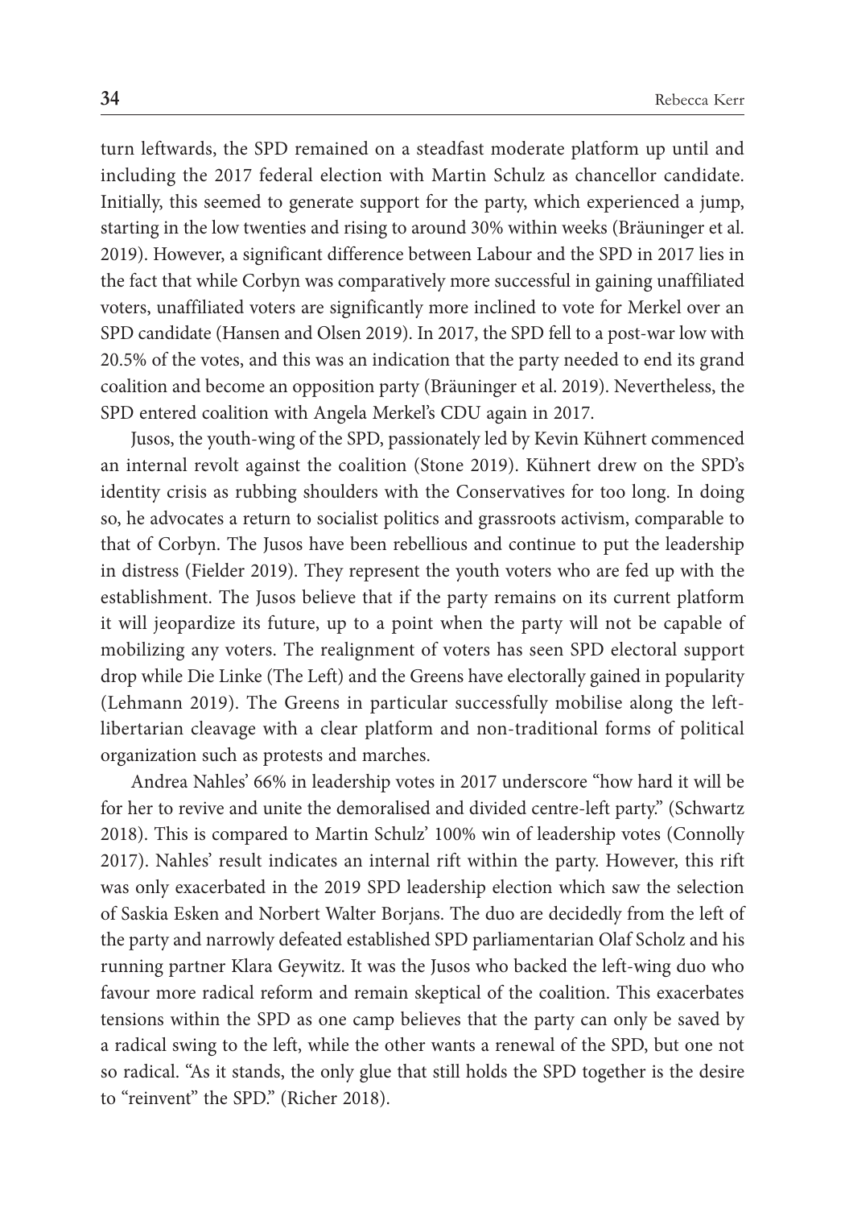turn leftwards, the SPD remained on a steadfast moderate platform up until and including the 2017 federal election with Martin Schulz as chancellor candidate. Initially, this seemed to generate support for the party, which experienced a jump, starting in the low twenties and rising to around 30% within weeks (Bräuninger et al. 2019). However, a significant difference between Labour and the SPD in 2017 lies in the fact that while Corbyn was comparatively more successful in gaining unaffiliated voters, unaffiliated voters are significantly more inclined to vote for Merkel over an SPD candidate (Hansen and Olsen 2019). In 2017, the SPD fell to a post-war low with 20.5% of the votes, and this was an indication that the party needed to end its grand coalition and become an opposition party (Bräuninger et al. 2019). Nevertheless, the SPD entered coalition with Angela Merkel's CDU again in 2017.

Jusos, the youth-wing of the SPD, passionately led by Kevin Kühnert commenced an internal revolt against the coalition (Stone 2019). Kühnert drew on the SPD's identity crisis as rubbing shoulders with the Conservatives for too long. In doing so, he advocates a return to socialist politics and grassroots activism, comparable to that of Corbyn. The Jusos have been rebellious and continue to put the leadership in distress (Fielder 2019). They represent the youth voters who are fed up with the establishment. The Jusos believe that if the party remains on its current platform it will jeopardize its future, up to a point when the party will not be capable of mobilizing any voters. The realignment of voters has seen SPD electoral support drop while Die Linke (The Left) and the Greens have electorally gained in popularity (Lehmann 2019). The Greens in particular successfully mobilise along the left-libertarian cleavage with a clear platform and non-traditional forms of political organization such as protests and marches.

Andrea Nahles' 66% in leadership votes in 2017 underscore "how hard it will be for her to revive and unite the demoralised and divided centre-left party." (Schwartz 2018). This is compared to Martin Schulz' 100% win of leadership votes (Connolly 2017). Nahles' result indicates an internal rift within the party. However, this rift was only exacerbated in the 2019 SPD leadership election which saw the selection of Saskia Esken and Norbert Walter Borjans. The duo are decidedly from the left of the party and narrowly defeated established SPD parliamentarian Olaf Scholz and his running partner Klara Geywitz. It was the Jusos who backed the left-wing duo who favour more radical reform and remain skeptical of the coalition. This exacerbates tensions within the SPD as one camp believes that the party can only be saved by a radical swing to the left, while the other wants a renewal of the SPD, but one not so radical. "As it stands, the only glue that still holds the SPD together is the desire to "reinvent" the SPD." (Richer 2018).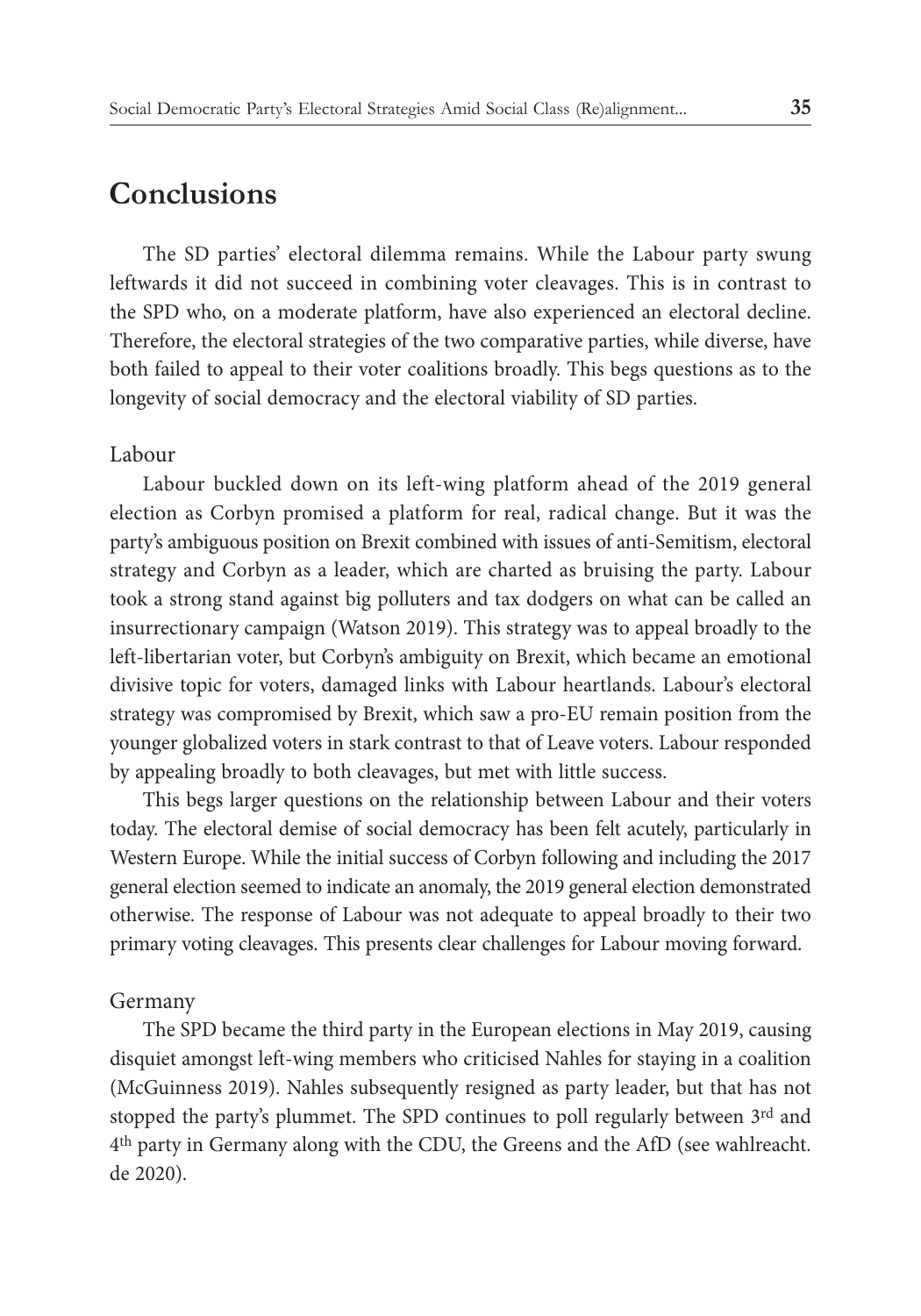## Conclusions

The SD parties' electoral dilemma remains. While the Labour party swung leftwards it did not succeed in combining voter cleavages. This is in contrast to the SPD who, on a moderate platform, have also experienced an electoral decline. Therefore, the electoral strategies of the two comparative parties, while diverse, have both failed to appeal to their voter coalitions broadly. This begs questions as to the longevity of social democracy and the electoral viability of SD parties.

### Labour

Labour buckled down on its left-wing platform ahead of the 2019 general election as Corbyn promised a platform for real, radical change. But it was the party's ambiguous position on Brexit combined with issues of anti-Semitism, electoral strategy and Corbyn as a leader, which are charted as bruising the party. Labour took a strong stand against big polluters and tax dodgers on what can be called an insurrectionary campaign (Watson 2019). This strategy was to appeal broadly to the left-libertarian voter, but Corbyn's ambiguity on Brexit, which became an emotional divisive topic for voters, damaged links with Labour heartlands. Labour's electoral strategy was compromised by Brexit, which saw a pro-EU remain position from the younger globalized voters in stark contrast to that of Leave voters. Labour responded by appealing broadly to both cleavages, but met with little success.

This begs larger questions on the relationship between Labour and their voters today. The electoral demise of social democracy has been felt acutely, particularly in Western Europe. While the initial success of Corbyn following and including the 2017 general election seemed to indicate an anomaly, the 2019 general election demonstrated otherwise. The response of Labour was not adequate to appeal broadly to their two primary voting cleavages. This presents clear challenges for Labour moving forward.

### Germany

The SPD became the third party in the European elections in May 2019, causing disquiet amongst left-wing members who criticised Nahles for staying in a coalition (McGuinness 2019). Nahles subsequently resigned as party leader, but that has not stopped the party's plummet. The SPD continues to poll regularly between 3rd and 4th party in Germany along with the CDU, the Greens and the AfD (see wahlreacht.de 2020).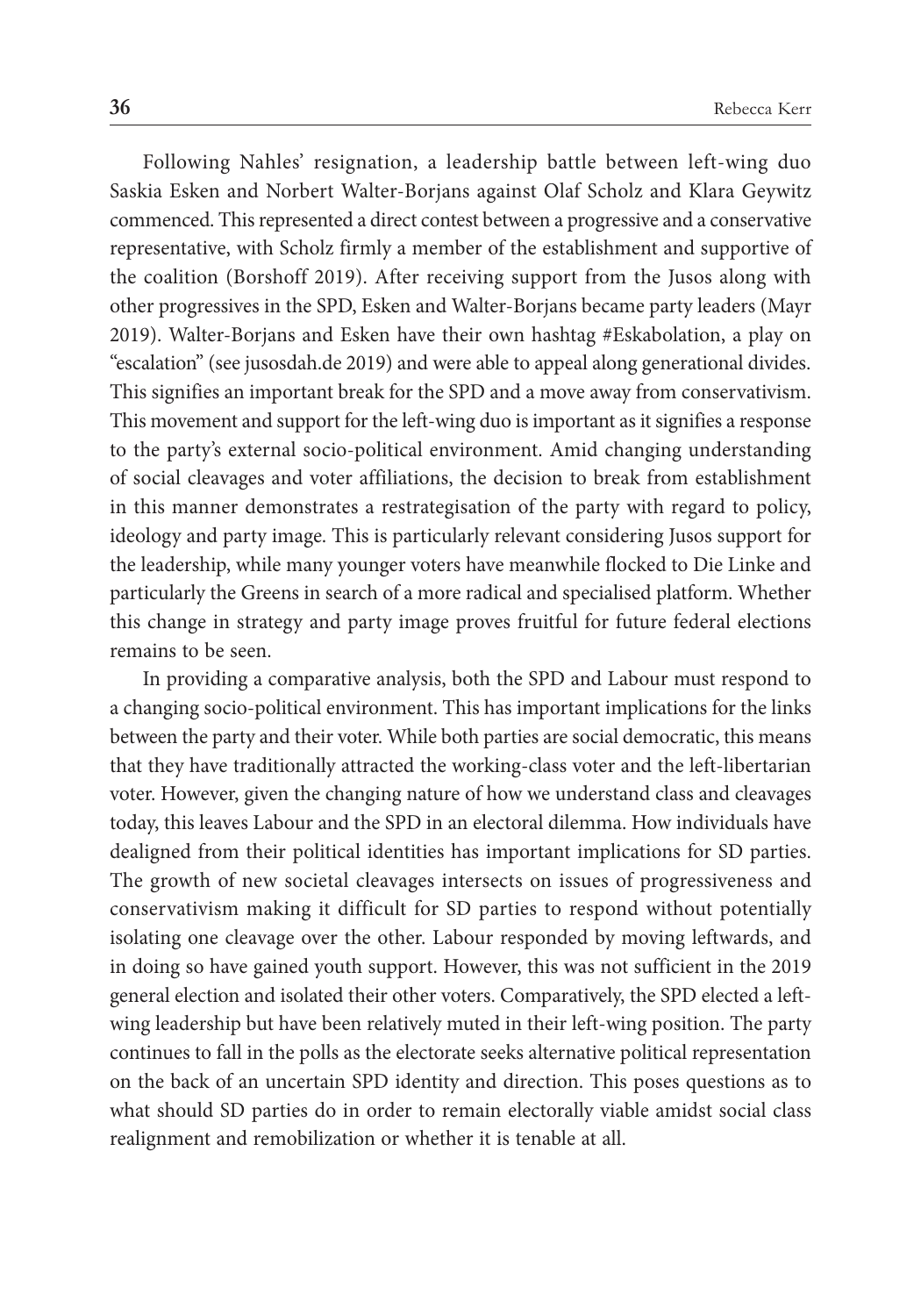Following Nahles' resignation, a leadership battle between left-wing duo Saskia Esken and Norbert Walter-Borjans against Olaf Scholz and Klara Geywitz commenced. This represented a direct contest between a progressive and a conservative representative, with Scholz firmly a member of the establishment and supportive of the coalition (Borshoff 2019). After receiving support from the Jusos along with other progressives in the SPD, Esken and Walter-Borjans became party leaders (Mayr 2019). Walter-Borjans and Esken have their own hashtag #Eskabolation, a play on "escalation" (see jusosdah.de 2019) and were able to appeal along generational divides. This signifies an important break for the SPD and a move away from conservativism. This movement and support for the left-wing duo is important as it signifies a response to the party's external socio-political environment. Amid changing understanding of social cleavages and voter affiliations, the decision to break from establishment in this manner demonstrates a restrategisation of the party with regard to policy, ideology and party image. This is particularly relevant considering Jusos support for the leadership, while many younger voters have meanwhile flocked to Die Linke and particularly the Greens in search of a more radical and specialised platform. Whether this change in strategy and party image proves fruitful for future federal elections remains to be seen.

In providing a comparative analysis, both the SPD and Labour must respond to a changing socio-political environment. This has important implications for the links between the party and their voter. While both parties are social democratic, this means that they have traditionally attracted the working-class voter and the left-libertarian voter. However, given the changing nature of how we understand class and cleavages today, this leaves Labour and the SPD in an electoral dilemma. How individuals have dealigned from their political identities has important implications for SD parties. The growth of new societal cleavages intersects on issues of progressiveness and conservativism making it difficult for SD parties to respond without potentially isolating one cleavage over the other. Labour responded by moving leftwards, and in doing so have gained youth support. However, this was not sufficient in the 2019 general election and isolated their other voters. Comparatively, the SPD elected a left-wing leadership but have been relatively muted in their left-wing position. The party continues to fall in the polls as the electorate seeks alternative political representation on the back of an uncertain SPD identity and direction. This poses questions as to what should SD parties do in order to remain electorally viable amidst social class realignment and remobilization or whether it is tenable at all.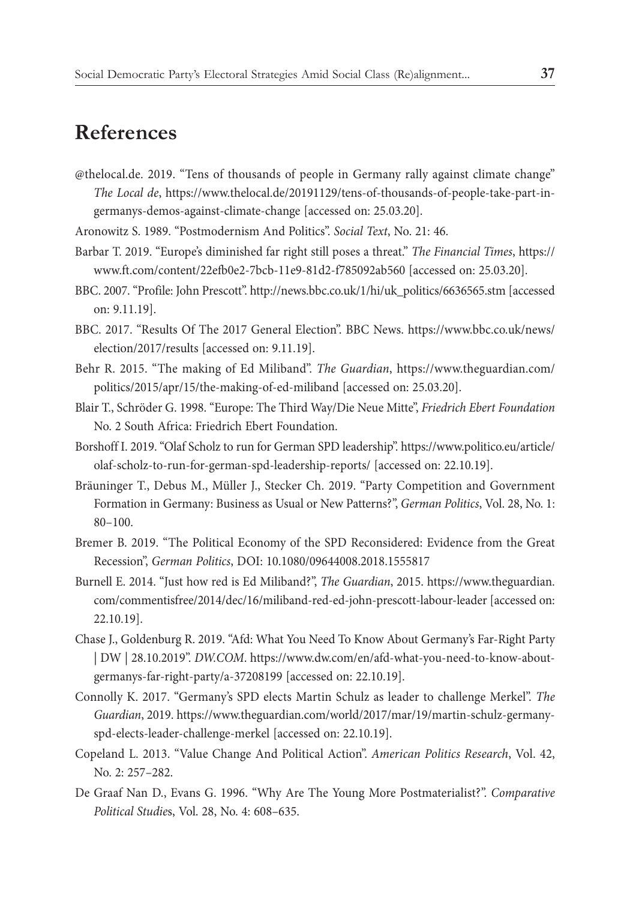## References

@thelocal.de. 2019. "Tens of thousands of people in Germany rally against climate change" *The Local de*, https://www.thelocal.de/20191129/tens-of-thousands-of-people-take-part-in-germanys-demos-against-climate-change [accessed on: 25.03.20].

Aronowitz S. 1989. "Postmodernism And Politics". *Social Text*, No. 21: 46.

Barbar T. 2019. "Europe's diminished far right still poses a threat." *The Financial Times*, https://www.ft.com/content/22efb0e2-7bcb-11e9-81d2-f785092ab560 [accessed on: 25.03.20].

BBC. 2007. "Profile: John Prescott". http://news.bbc.co.uk/1/hi/uk_politics/6636565.stm [accessed on: 9.11.19].

BBC. 2017. "Results Of The 2017 General Election". BBC News. https://www.bbc.co.uk/news/election/2017/results [accessed on: 9.11.19].

Behr R. 2015. "The making of Ed Miliband". *The Guardian*, https://www.theguardian.com/politics/2015/apr/15/the-making-of-ed-miliband [accessed on: 25.03.20].

Blair T., Schröder G. 1998. "Europe: The Third Way/Die Neue Mitte", *Friedrich Ebert Foundation* No. 2 South Africa: Friedrich Ebert Foundation.

Borshoff I. 2019. "Olaf Scholz to run for German SPD leadership". https://www.politico.eu/article/olaf-scholz-to-run-for-german-spd-leadership-reports/ [accessed on: 22.10.19].

Bräuninger T., Debus M., Müller J., Stecker Ch. 2019. "Party Competition and Government Formation in Germany: Business as Usual or New Patterns?", *German Politics*, Vol. 28, No. 1: 80–100.

Bremer B. 2019. "The Political Economy of the SPD Reconsidered: Evidence from the Great Recession", *German Politics*, DOI: 10.1080/09644008.2018.1555817

Burnell E. 2014. "Just how red is Ed Miliband?", *The Guardian*, 2015. https://www.theguardian.com/commentisfree/2014/dec/16/miliband-red-ed-john-prescott-labour-leader [accessed on: 22.10.19].

Chase J., Goldenburg R. 2019. "Afd: What You Need To Know About Germany's Far-Right Party | DW | 28.10.2019". *DW.COM*. https://www.dw.com/en/afd-what-you-need-to-know-about-germanys-far-right-party/a-37208199 [accessed on: 22.10.19].

Connolly K. 2017. "Germany's SPD elects Martin Schulz as leader to challenge Merkel". *The Guardian*, 2019. https://www.theguardian.com/world/2017/mar/19/martin-schulz-germany-spd-elects-leader-challenge-merkel [accessed on: 22.10.19].

Copeland L. 2013. "Value Change And Political Action". *American Politics Research*, Vol. 42, No. 2: 257–282.

De Graaf Nan D., Evans G. 1996. "Why Are The Young More Postmaterialist?". *Comparative Political Studies*, Vol. 28, No. 4: 608–635.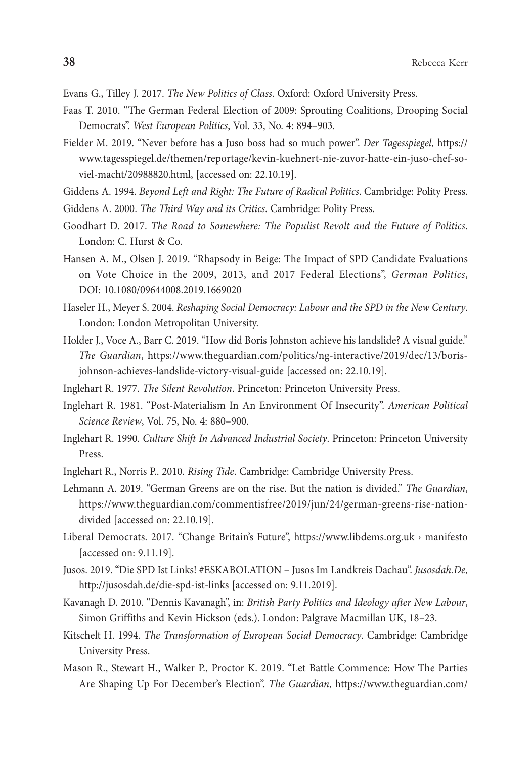Evans G., Tilley J. 2017. *The New Politics of Class*. Oxford: Oxford University Press.

Faas T. 2010. "The German Federal Election of 2009: Sprouting Coalitions, Drooping Social Democrats". *West European Politics*, Vol. 33, No. 4: 894–903.

Fielder M. 2019. "Never before has a Juso boss had so much power". *Der Tagesspiegel*, https://www.tagesspiegel.de/themen/reportage/kevin-kuehnert-nie-zuvor-hatte-ein-juso-chef-so-viel-macht/20988820.html, [accessed on: 22.10.19].

Giddens A. 1994. *Beyond Left and Right: The Future of Radical Politics*. Cambridge: Polity Press.

Giddens A. 2000. *The Third Way and its Critics*. Cambridge: Polity Press.

Goodhart D. 2017. *The Road to Somewhere: The Populist Revolt and the Future of Politics*. London: C. Hurst & Co.

Hansen A. M., Olsen J. 2019. "Rhapsody in Beige: The Impact of SPD Candidate Evaluations on Vote Choice in the 2009, 2013, and 2017 Federal Elections", *German Politics*, DOI: 10.1080/09644008.2019.1669020

Haseler H., Meyer S. 2004. *Reshaping Social Democracy: Labour and the SPD in the New Century*. London: London Metropolitan University.

Holder J., Voce A., Barr C. 2019. "How did Boris Johnston achieve his landslide? A visual guide." *The Guardian*, https://www.theguardian.com/politics/ng-interactive/2019/dec/13/boris-johnson-achieves-landslide-victory-visual-guide [accessed on: 22.10.19].

Inglehart R. 1977. *The Silent Revolution*. Princeton: Princeton University Press.

Inglehart R. 1981. "Post-Materialism In An Environment Of Insecurity". *American Political Science Review*, Vol. 75, No. 4: 880–900.

Inglehart R. 1990. *Culture Shift In Advanced Industrial Society*. Princeton: Princeton University Press.

Inglehart R., Norris P.. 2010. *Rising Tide*. Cambridge: Cambridge University Press.

Lehmann A. 2019. "German Greens are on the rise. But the nation is divided." *The Guardian*, https://www.theguardian.com/commentisfree/2019/jun/24/german-greens-rise-nation-divided [accessed on: 22.10.19].

Liberal Democrats. 2017. "Change Britain's Future", https://www.libdems.org.uk › manifesto [accessed on: 9.11.19].

Jusos. 2019. "Die SPD Ist Links! #ESKABOLATION – Jusos Im Landkreis Dachau". *Jusosdah.De*, http://jusosdah.de/die-spd-ist-links [accessed on: 9.11.2019].

Kavanagh D. 2010. "Dennis Kavanagh", in: *British Party Politics and Ideology after New Labour*, Simon Griffiths and Kevin Hickson (eds.). London: Palgrave Macmillan UK, 18–23.

Kitschelt H. 1994. *The Transformation of European Social Democracy*. Cambridge: Cambridge University Press.

Mason R., Stewart H., Walker P., Proctor K. 2019. "Let Battle Commence: How The Parties Are Shaping Up For December's Election". *The Guardian*, https://www.theguardian.com/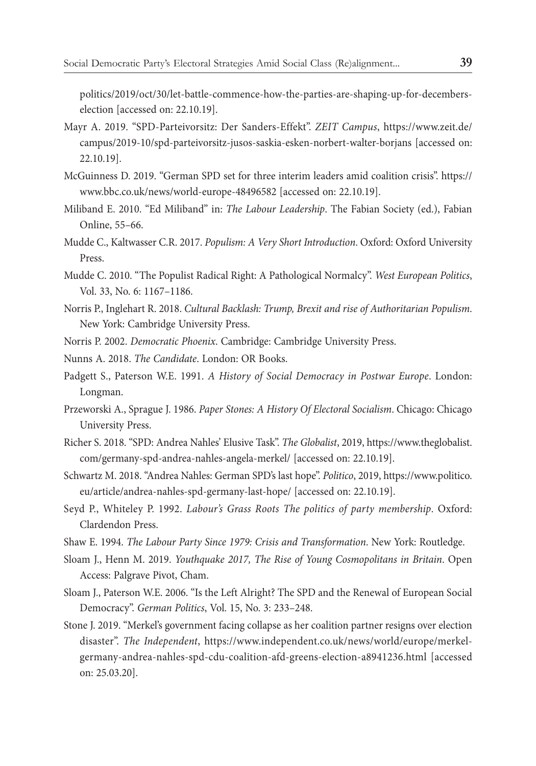politics/2019/oct/30/let-battle-commence-how-the-parties-are-shaping-up-for-decembers-election [accessed on: 22.10.19].

Mayr A. 2019. "SPD-Parteivorsitz: Der Sanders-Effekt". *ZEIT Campus*, https://www.zeit.de/campus/2019-10/spd-parteivorsitz-jusos-saskia-esken-norbert-walter-borjans [accessed on: 22.10.19].

McGuinness D. 2019. "German SPD set for three interim leaders amid coalition crisis". https://www.bbc.co.uk/news/world-europe-48496582 [accessed on: 22.10.19].

Miliband E. 2010. "Ed Miliband" in: *The Labour Leadership*. The Fabian Society (ed.), Fabian Online, 55–66.

Mudde C., Kaltwasser C.R. 2017. *Populism: A Very Short Introduction*. Oxford: Oxford University Press.

Mudde C. 2010. "The Populist Radical Right: A Pathological Normalcy". *West European Politics*, Vol. 33, No. 6: 1167–1186.

Norris P., Inglehart R. 2018. *Cultural Backlash: Trump, Brexit and rise of Authoritarian Populism*. New York: Cambridge University Press.

Norris P. 2002. *Democratic Phoenix*. Cambridge: Cambridge University Press.

Nunns A. 2018. *The Candidate*. London: OR Books.

Padgett S., Paterson W.E. 1991. *A History of Social Democracy in Postwar Europe*. London: Longman.

Przeworski A., Sprague J. 1986. *Paper Stones: A History Of Electoral Socialism*. Chicago: Chicago University Press.

Richer S. 2018. "SPD: Andrea Nahles' Elusive Task". *The Globalist*, 2019, https://www.theglobalist.com/germany-spd-andrea-nahles-angela-merkel/ [accessed on: 22.10.19].

Schwartz M. 2018. "Andrea Nahles: German SPD's last hope". *Politico*, 2019, https://www.politico.eu/article/andrea-nahles-spd-germany-last-hope/ [accessed on: 22.10.19].

Seyd P., Whiteley P. 1992. *Labour's Grass Roots The politics of party membership*. Oxford: Clardendon Press.

Shaw E. 1994. *The Labour Party Since 1979: Crisis and Transformation*. New York: Routledge.

Sloam J., Henn M. 2019. *Youthquake 2017, The Rise of Young Cosmopolitans in Britain*. Open Access: Palgrave Pivot, Cham.

Sloam J., Paterson W.E. 2006. "Is the Left Alright? The SPD and the Renewal of European Social Democracy". *German Politics*, Vol. 15, No. 3: 233–248.

Stone J. 2019. "Merkel's government facing collapse as her coalition partner resigns over election disaster". *The Independent*, https://www.independent.co.uk/news/world/europe/merkel-germany-andrea-nahles-spd-cdu-coalition-afd-greens-election-a8941236.html [accessed on: 25.03.20].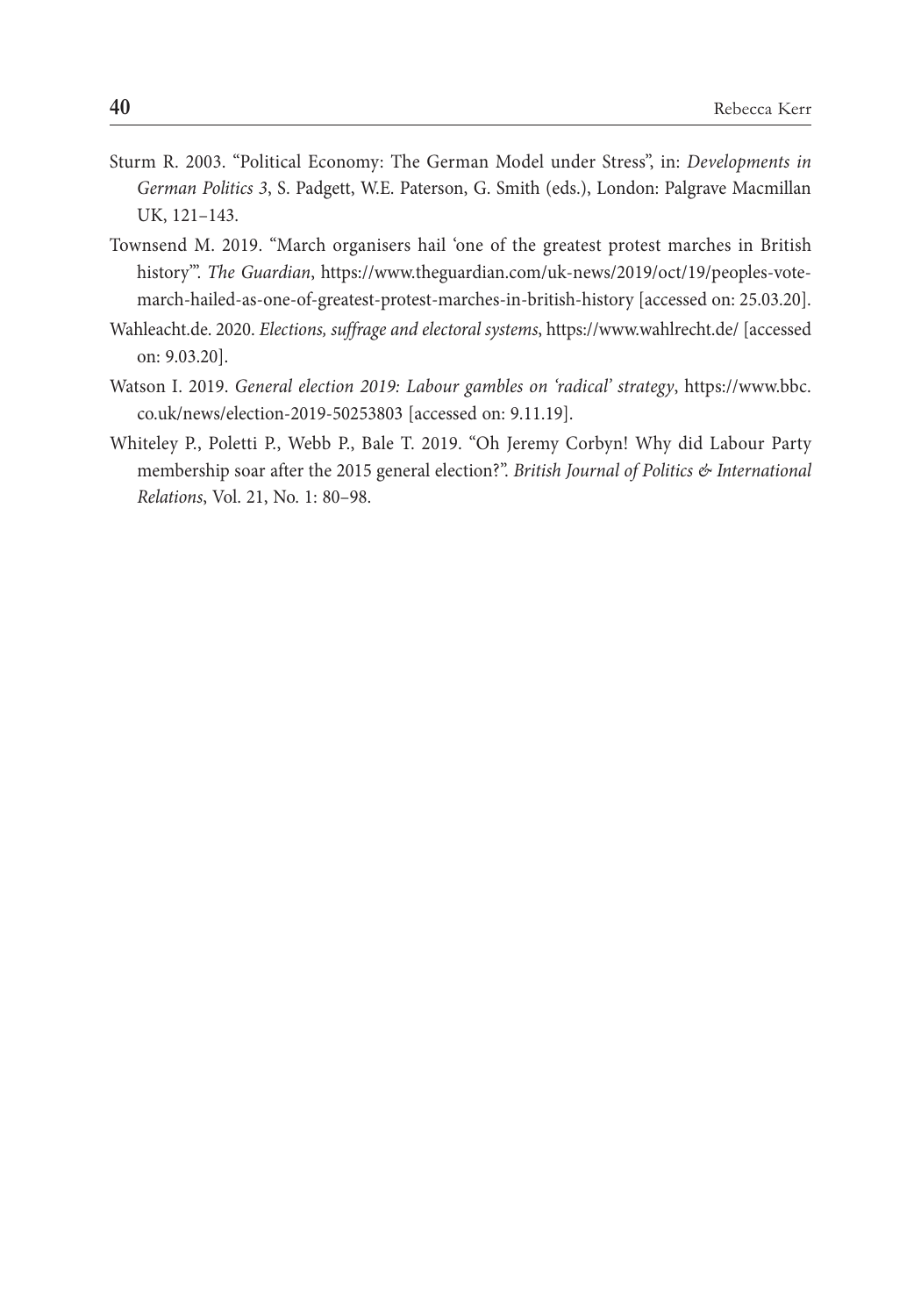Sturm R. 2003. "Political Economy: The German Model under Stress", in: *Developments in German Politics 3*, S. Padgett, W.E. Paterson, G. Smith (eds.), London: Palgrave Macmillan UK, 121–143.

Townsend M. 2019. "March organisers hail 'one of the greatest protest marches in British history'". *The Guardian*, https://www.theguardian.com/uk-news/2019/oct/19/peoples-vote-march-hailed-as-one-of-greatest-protest-marches-in-british-history [accessed on: 25.03.20].

Wahleacht.de. 2020. *Elections, suffrage and electoral systems*, https://www.wahlrecht.de/ [accessed on: 9.03.20].

Watson I. 2019. *General election 2019: Labour gambles on 'radical' strategy*, https://www.bbc.co.uk/news/election-2019-50253803 [accessed on: 9.11.19].

Whiteley P., Poletti P., Webb P., Bale T. 2019. "Oh Jeremy Corbyn! Why did Labour Party membership soar after the 2015 general election?". *British Journal of Politics & International Relations*, Vol. 21, No. 1: 80–98.